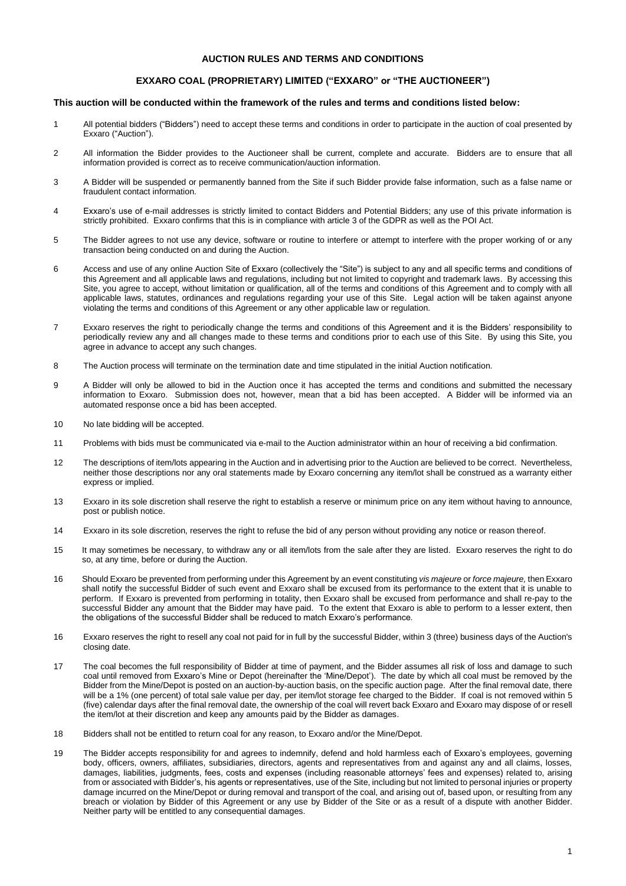# AUCTION RULES AND TERMS AND CONDITIONS

## EXXARO COAL (PROPRIETARY) LIMITED ("EXXARO" or "THE AUCTIONEER")

**This auction will be conducted within the framework of the rules and terms and conditions listed below:**

1. All potential bidders ("Bidders") need to accept these terms and conditions in order to participate in the auction of coal presented by Exxaro ("Auction").

2. All information the Bidder provides to the Auctioneer shall be current, complete and accurate. Bidders are to ensure that all information provided is correct as to receive communication/auction information.

3. A Bidder will be suspended or permanently banned from the Site if such Bidder provide false information, such as a false name or fraudulent contact information.

4. Exxaro's use of e-mail addresses is strictly limited to contact Bidders and Potential Bidders; any use of this private information is strictly prohibited. Exxaro confirms that this is in compliance with article 3 of the GDPR as well as the POI Act.

5. The Bidder agrees to not use any device, software or routine to interfere or attempt to interfere with the proper working of or any transaction being conducted on and during the Auction.

6. Access and use of any online Auction Site of Exxaro (collectively the "Site") is subject to any and all specific terms and conditions of this Agreement and all applicable laws and regulations, including but not limited to copyright and trademark laws. By accessing this Site, you agree to accept, without limitation or qualification, all of the terms and conditions of this Agreement and to comply with all applicable laws, statutes, ordinances and regulations regarding your use of this Site. Legal action will be taken against anyone violating the terms and conditions of this Agreement or any other applicable law or regulation.

7. Exxaro reserves the right to periodically change the terms and conditions of this Agreement and it is the Bidders' responsibility to periodically review any and all changes made to these terms and conditions prior to each use of this Site. By using this Site, you agree in advance to accept any such changes.

8. The Auction process will terminate on the termination date and time stipulated in the initial Auction notification.

9. A Bidder will only be allowed to bid in the Auction once it has accepted the terms and conditions and submitted the necessary information to Exxaro. Submission does not, however, mean that a bid has been accepted. A Bidder will be informed via an automated response once a bid has been accepted.

10. No late bidding will be accepted.

11. Problems with bids must be communicated via e-mail to the Auction administrator within an hour of receiving a bid confirmation.

12. The descriptions of item/lots appearing in the Auction and in advertising prior to the Auction are believed to be correct. Nevertheless, neither those descriptions nor any oral statements made by Exxaro concerning any item/lot shall be construed as a warranty either express or implied.

13. Exxaro in its sole discretion shall reserve the right to establish a reserve or minimum price on any item without having to announce, post or publish notice.

14. Exxaro in its sole discretion, reserves the right to refuse the bid of any person without providing any notice or reason thereof.

15. It may sometimes be necessary, to withdraw any or all item/lots from the sale after they are listed. Exxaro reserves the right to do so, at any time, before or during the Auction.

16. Should Exxaro be prevented from performing under this Agreement by an event constituting *vis majeure* or *force majeure,* then Exxaro shall notify the successful Bidder of such event and Exxaro shall be excused from its performance to the extent that it is unable to perform. If Exxaro is prevented from performing in totality, then Exxaro shall be excused from performance and shall re-pay to the successful Bidder any amount that the Bidder may have paid. To the extent that Exxaro is able to perform to a lesser extent, then the obligations of the successful Bidder shall be reduced to match Exxaro's performance.

16. Exxaro reserves the right to resell any coal not paid for in full by the successful Bidder, within 3 (three) business days of the Auction's closing date.

17. The coal becomes the full responsibility of Bidder at time of payment, and the Bidder assumes all risk of loss and damage to such coal until removed from Exxaro's Mine or Depot (hereinafter the 'Mine/Depot'). The date by which all coal must be removed by the Bidder from the Mine/Depot is posted on an auction-by-auction basis, on the specific auction page. After the final removal date, there will be a 1% (one percent) of total sale value per day, per item/lot storage fee charged to the Bidder. If coal is not removed within 5 (five) calendar days after the final removal date, the ownership of the coal will revert back Exxaro and Exxaro may dispose of or resell the item/lot at their discretion and keep any amounts paid by the Bidder as damages.

18. Bidders shall not be entitled to return coal for any reason, to Exxaro and/or the Mine/Depot.

19. The Bidder accepts responsibility for and agrees to indemnify, defend and hold harmless each of Exxaro's employees, governing body, officers, owners, affiliates, subsidiaries, directors, agents and representatives from and against any and all claims, losses, damages, liabilities, judgments, fees, costs and expenses (including reasonable attorneys' fees and expenses) related to, arising from or associated with Bidder's, his agents or representatives, use of the Site, including but not limited to personal injuries or property damage incurred on the Mine/Depot or during removal and transport of the coal, and arising out of, based upon, or resulting from any breach or violation by Bidder of this Agreement or any use by Bidder of the Site or as a result of a dispute with another Bidder. Neither party will be entitled to any consequential damages.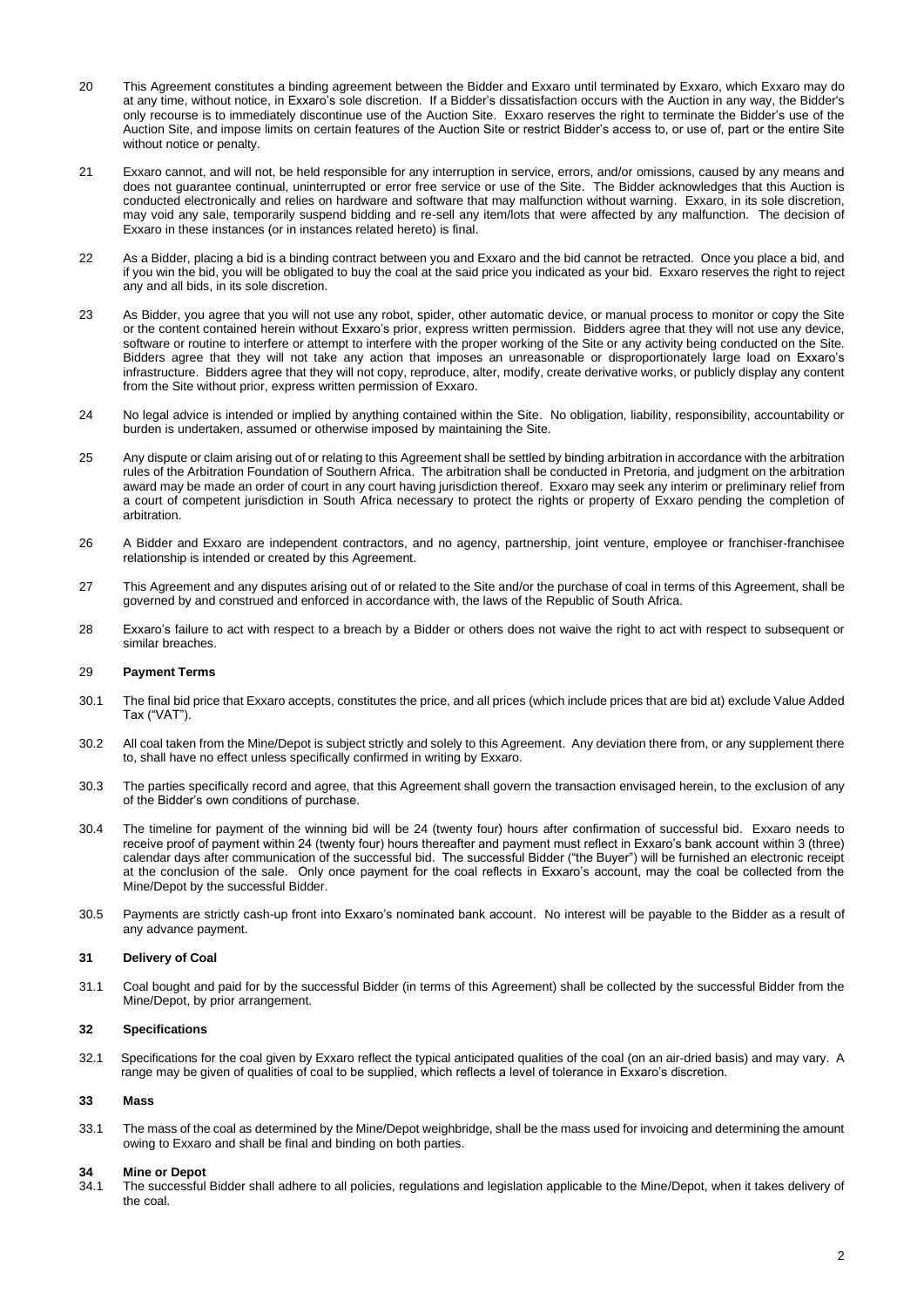20 This Agreement constitutes a binding agreement between the Bidder and Exxaro until terminated by Exxaro, which Exxaro may do at any time, without notice, in Exxaro's sole discretion. If a Bidder's dissatisfaction occurs with the Auction in any way, the Bidder's only recourse is to immediately discontinue use of the Auction Site. Exxaro reserves the right to terminate the Bidder's use of the Auction Site, and impose limits on certain features of the Auction Site or restrict Bidder's access to, or use of, part or the entire Site without notice or penalty.

21 Exxaro cannot, and will not, be held responsible for any interruption in service, errors, and/or omissions, caused by any means and does not guarantee continual, uninterrupted or error free service or use of the Site. The Bidder acknowledges that this Auction is conducted electronically and relies on hardware and software that may malfunction without warning. Exxaro, in its sole discretion, may void any sale, temporarily suspend bidding and re-sell any item/lots that were affected by any malfunction. The decision of Exxaro in these instances (or in instances related hereto) is final.

22 As a Bidder, placing a bid is a binding contract between you and Exxaro and the bid cannot be retracted. Once you place a bid, and if you win the bid, you will be obligated to buy the coal at the said price you indicated as your bid. Exxaro reserves the right to reject any and all bids, in its sole discretion.

23 As Bidder, you agree that you will not use any robot, spider, other automatic device, or manual process to monitor or copy the Site or the content contained herein without Exxaro's prior, express written permission. Bidders agree that they will not use any device, software or routine to interfere or attempt to interfere with the proper working of the Site or any activity being conducted on the Site. Bidders agree that they will not take any action that imposes an unreasonable or disproportionately large load on Exxaro's infrastructure. Bidders agree that they will not copy, reproduce, alter, modify, create derivative works, or publicly display any content from the Site without prior, express written permission of Exxaro.

24 No legal advice is intended or implied by anything contained within the Site. No obligation, liability, responsibility, accountability or burden is undertaken, assumed or otherwise imposed by maintaining the Site.

25 Any dispute or claim arising out of or relating to this Agreement shall be settled by binding arbitration in accordance with the arbitration rules of the Arbitration Foundation of Southern Africa. The arbitration shall be conducted in Pretoria, and judgment on the arbitration award may be made an order of court in any court having jurisdiction thereof. Exxaro may seek any interim or preliminary relief from a court of competent jurisdiction in South Africa necessary to protect the rights or property of Exxaro pending the completion of arbitration.

26 A Bidder and Exxaro are independent contractors, and no agency, partnership, joint venture, employee or franchiser-franchisee relationship is intended or created by this Agreement.

27 This Agreement and any disputes arising out of or related to the Site and/or the purchase of coal in terms of this Agreement, shall be governed by and construed and enforced in accordance with, the laws of the Republic of South Africa.

28 Exxaro's failure to act with respect to a breach by a Bidder or others does not waive the right to act with respect to subsequent or similar breaches.

## 29 Payment Terms

30.1 The final bid price that Exxaro accepts, constitutes the price, and all prices (which include prices that are bid at) exclude Value Added Tax ("VAT").

30.2 All coal taken from the Mine/Depot is subject strictly and solely to this Agreement. Any deviation there from, or any supplement there to, shall have no effect unless specifically confirmed in writing by Exxaro.

30.3 The parties specifically record and agree, that this Agreement shall govern the transaction envisaged herein, to the exclusion of any of the Bidder's own conditions of purchase.

30.4 The timeline for payment of the winning bid will be 24 (twenty four) hours after confirmation of successful bid. Exxaro needs to receive proof of payment within 24 (twenty four) hours thereafter and payment must reflect in Exxaro's bank account within 3 (three) calendar days after communication of the successful bid. The successful Bidder ("the Buyer") will be furnished an electronic receipt at the conclusion of the sale. Only once payment for the coal reflects in Exxaro's account, may the coal be collected from the Mine/Depot by the successful Bidder.

30.5 Payments are strictly cash-up front into Exxaro's nominated bank account. No interest will be payable to the Bidder as a result of any advance payment.

## 31 Delivery of Coal

31.1 Coal bought and paid for by the successful Bidder (in terms of this Agreement) shall be collected by the successful Bidder from the Mine/Depot, by prior arrangement.

## 32 Specifications

32.1 Specifications for the coal given by Exxaro reflect the typical anticipated qualities of the coal (on an air-dried basis) and may vary. A range may be given of qualities of coal to be supplied, which reflects a level of tolerance in Exxaro's discretion.

## 33 Mass

33.1 The mass of the coal as determined by the Mine/Depot weighbridge, shall be the mass used for invoicing and determining the amount owing to Exxaro and shall be final and binding on both parties.

## 34 Mine or Depot

34.1 The successful Bidder shall adhere to all policies, regulations and legislation applicable to the Mine/Depot, when it takes delivery of the coal.